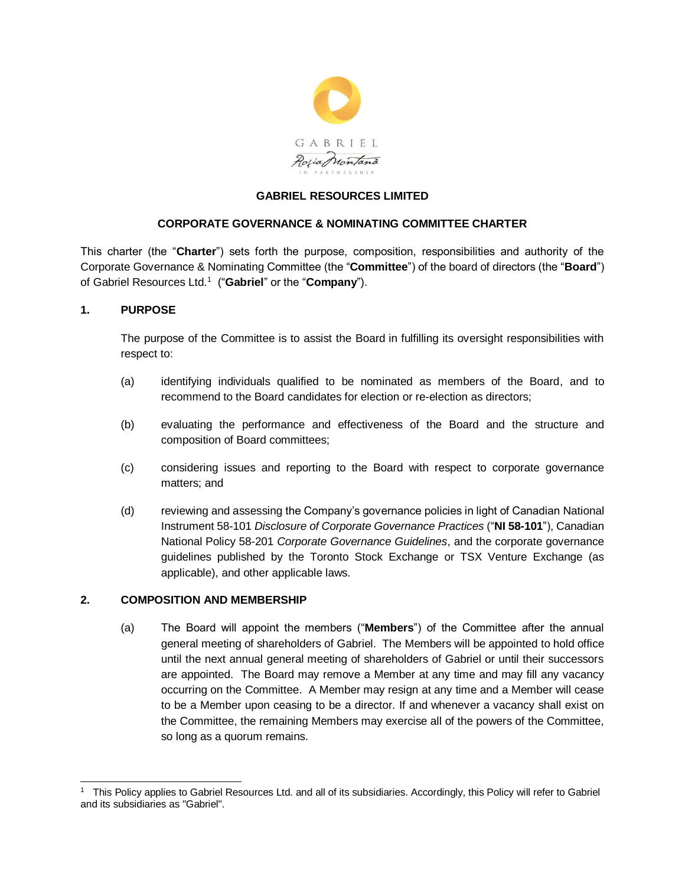# GABRIEL RESOURCES LIMITED

## CORPORATE GOVERNANCE & NOMINATING COMMITTEE CHARTER

This charter (the "**Charter**") sets forth the purpose, composition, responsibilities and authority of the Corporate Governance & Nominating Committee (the "**Committee**") of the board of directors (the "**Board**") of Gabriel Resources Ltd.[1] ("**Gabriel**" or the "**Company**").

### 1. PURPOSE

The purpose of the Committee is to assist the Board in fulfilling its oversight responsibilities with respect to:

(a) identifying individuals qualified to be nominated as members of the Board, and to recommend to the Board candidates for election or re-election as directors;

(b) evaluating the performance and effectiveness of the Board and the structure and composition of Board committees;

(c) considering issues and reporting to the Board with respect to corporate governance matters; and

(d) reviewing and assessing the Company's governance policies in light of Canadian National Instrument 58-101 *Disclosure of Corporate Governance Practices* ("**NI 58-101**"), Canadian National Policy 58-201 *Corporate Governance Guidelines*, and the corporate governance guidelines published by the Toronto Stock Exchange or TSX Venture Exchange (as applicable), and other applicable laws.

### 2. COMPOSITION AND MEMBERSHIP

(a) The Board will appoint the members ("**Members**") of the Committee after the annual general meeting of shareholders of Gabriel. The Members will be appointed to hold office until the next annual general meeting of shareholders of Gabriel or until their successors are appointed. The Board may remove a Member at any time and may fill any vacancy occurring on the Committee. A Member may resign at any time and a Member will cease to be a Member upon ceasing to be a director. If and whenever a vacancy shall exist on the Committee, the remaining Members may exercise all of the powers of the Committee, so long as a quorum remains.

[1] This Policy applies to Gabriel Resources Ltd. and all of its subsidiaries. Accordingly, this Policy will refer to Gabriel and its subsidiaries as "Gabriel".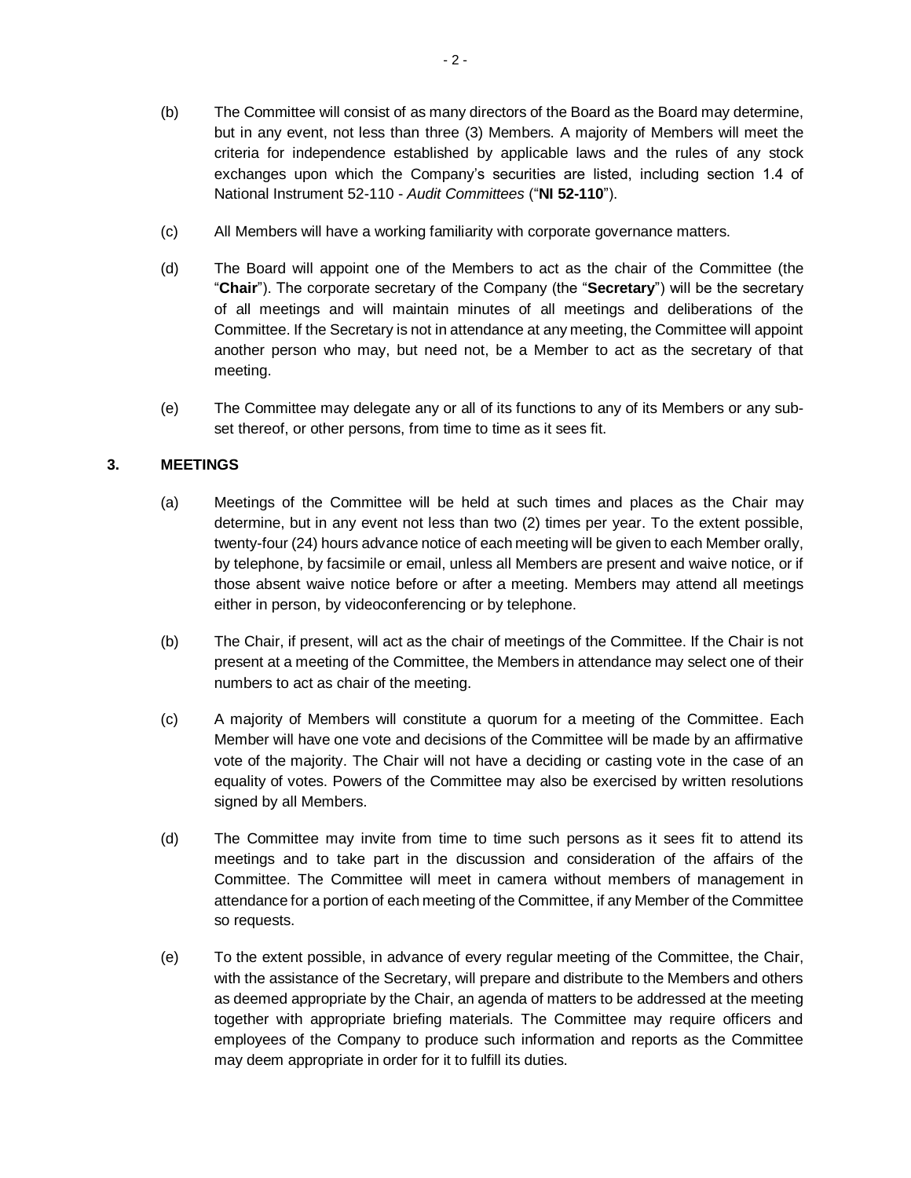(b) The Committee will consist of as many directors of the Board as the Board may determine, but in any event, not less than three (3) Members. A majority of Members will meet the criteria for independence established by applicable laws and the rules of any stock exchanges upon which the Company's securities are listed, including section 1.4 of National Instrument 52-110 - *Audit Committees* ("**NI 52-110**").

(c) All Members will have a working familiarity with corporate governance matters.

(d) The Board will appoint one of the Members to act as the chair of the Committee (the "**Chair**"). The corporate secretary of the Company (the "**Secretary**") will be the secretary of all meetings and will maintain minutes of all meetings and deliberations of the Committee. If the Secretary is not in attendance at any meeting, the Committee will appoint another person who may, but need not, be a Member to act as the secretary of that meeting.

(e) The Committee may delegate any or all of its functions to any of its Members or any sub-set thereof, or other persons, from time to time as it sees fit.

## 3. MEETINGS

(a) Meetings of the Committee will be held at such times and places as the Chair may determine, but in any event not less than two (2) times per year. To the extent possible, twenty-four (24) hours advance notice of each meeting will be given to each Member orally, by telephone, by facsimile or email, unless all Members are present and waive notice, or if those absent waive notice before or after a meeting. Members may attend all meetings either in person, by videoconferencing or by telephone.

(b) The Chair, if present, will act as the chair of meetings of the Committee. If the Chair is not present at a meeting of the Committee, the Members in attendance may select one of their numbers to act as chair of the meeting.

(c) A majority of Members will constitute a quorum for a meeting of the Committee. Each Member will have one vote and decisions of the Committee will be made by an affirmative vote of the majority. The Chair will not have a deciding or casting vote in the case of an equality of votes. Powers of the Committee may also be exercised by written resolutions signed by all Members.

(d) The Committee may invite from time to time such persons as it sees fit to attend its meetings and to take part in the discussion and consideration of the affairs of the Committee. The Committee will meet in camera without members of management in attendance for a portion of each meeting of the Committee, if any Member of the Committee so requests.

(e) To the extent possible, in advance of every regular meeting of the Committee, the Chair, with the assistance of the Secretary, will prepare and distribute to the Members and others as deemed appropriate by the Chair, an agenda of matters to be addressed at the meeting together with appropriate briefing materials. The Committee may require officers and employees of the Company to produce such information and reports as the Committee may deem appropriate in order for it to fulfill its duties.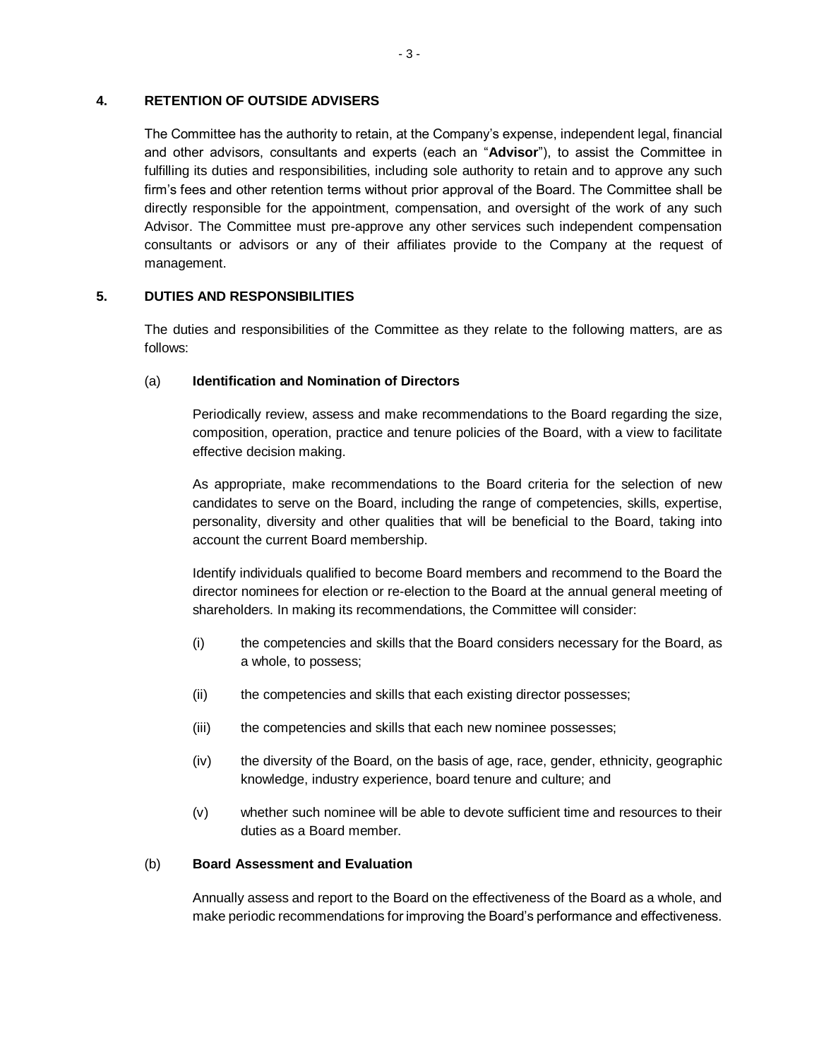## 4. RETENTION OF OUTSIDE ADVISERS

The Committee has the authority to retain, at the Company's expense, independent legal, financial and other advisors, consultants and experts (each an "**Advisor**"), to assist the Committee in fulfilling its duties and responsibilities, including sole authority to retain and to approve any such firm's fees and other retention terms without prior approval of the Board. The Committee shall be directly responsible for the appointment, compensation, and oversight of the work of any such Advisor. The Committee must pre-approve any other services such independent compensation consultants or advisors or any of their affiliates provide to the Company at the request of management.

## 5. DUTIES AND RESPONSIBILITIES

The duties and responsibilities of the Committee as they relate to the following matters, are as follows:

### (a) Identification and Nomination of Directors

Periodically review, assess and make recommendations to the Board regarding the size, composition, operation, practice and tenure policies of the Board, with a view to facilitate effective decision making.

As appropriate, make recommendations to the Board criteria for the selection of new candidates to serve on the Board, including the range of competencies, skills, expertise, personality, diversity and other qualities that will be beneficial to the Board, taking into account the current Board membership.

Identify individuals qualified to become Board members and recommend to the Board the director nominees for election or re-election to the Board at the annual general meeting of shareholders. In making its recommendations, the Committee will consider:

(i) the competencies and skills that the Board considers necessary for the Board, as a whole, to possess;

(ii) the competencies and skills that each existing director possesses;

(iii) the competencies and skills that each new nominee possesses;

(iv) the diversity of the Board, on the basis of age, race, gender, ethnicity, geographic knowledge, industry experience, board tenure and culture; and

(v) whether such nominee will be able to devote sufficient time and resources to their duties as a Board member.

### (b) Board Assessment and Evaluation

Annually assess and report to the Board on the effectiveness of the Board as a whole, and make periodic recommendations for improving the Board's performance and effectiveness.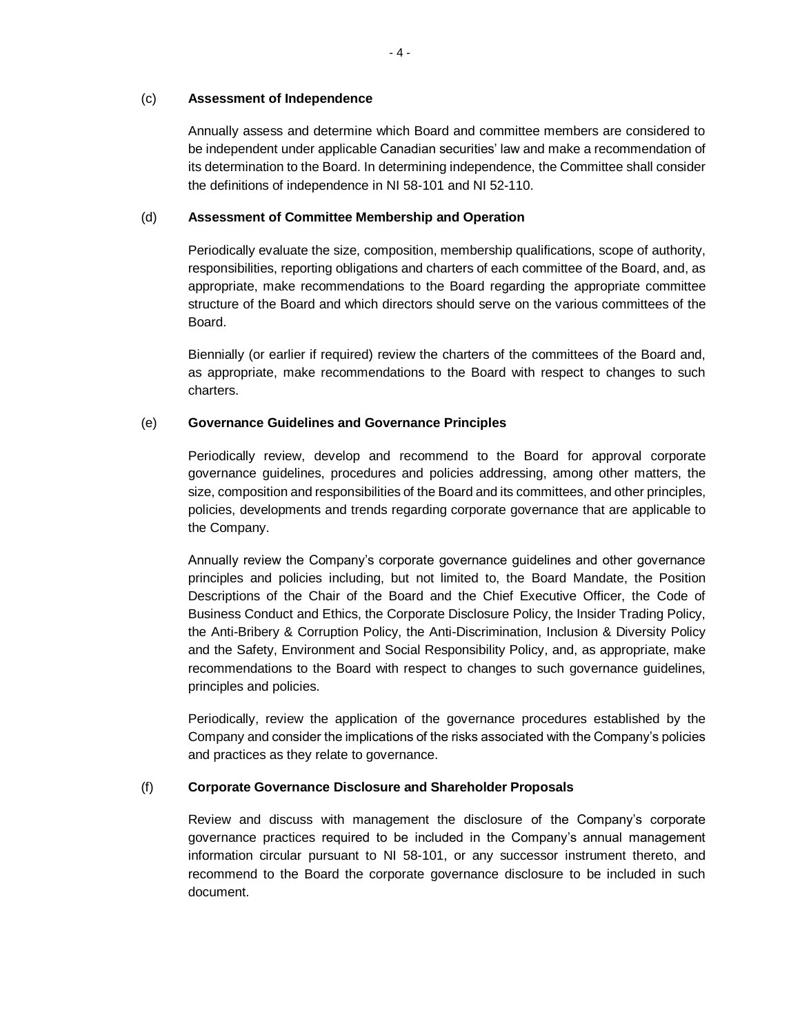(c) **Assessment of Independence**

Annually assess and determine which Board and committee members are considered to be independent under applicable Canadian securities' law and make a recommendation of its determination to the Board. In determining independence, the Committee shall consider the definitions of independence in NI 58-101 and NI 52-110.

(d) **Assessment of Committee Membership and Operation**

Periodically evaluate the size, composition, membership qualifications, scope of authority, responsibilities, reporting obligations and charters of each committee of the Board, and, as appropriate, make recommendations to the Board regarding the appropriate committee structure of the Board and which directors should serve on the various committees of the Board.

Biennially (or earlier if required) review the charters of the committees of the Board and, as appropriate, make recommendations to the Board with respect to changes to such charters.

(e) **Governance Guidelines and Governance Principles**

Periodically review, develop and recommend to the Board for approval corporate governance guidelines, procedures and policies addressing, among other matters, the size, composition and responsibilities of the Board and its committees, and other principles, policies, developments and trends regarding corporate governance that are applicable to the Company.

Annually review the Company's corporate governance guidelines and other governance principles and policies including, but not limited to, the Board Mandate, the Position Descriptions of the Chair of the Board and the Chief Executive Officer, the Code of Business Conduct and Ethics, the Corporate Disclosure Policy, the Insider Trading Policy, the Anti-Bribery & Corruption Policy, the Anti-Discrimination, Inclusion & Diversity Policy and the Safety, Environment and Social Responsibility Policy, and, as appropriate, make recommendations to the Board with respect to changes to such governance guidelines, principles and policies.

Periodically, review the application of the governance procedures established by the Company and consider the implications of the risks associated with the Company's policies and practices as they relate to governance.

(f) **Corporate Governance Disclosure and Shareholder Proposals**

Review and discuss with management the disclosure of the Company's corporate governance practices required to be included in the Company's annual management information circular pursuant to NI 58-101, or any successor instrument thereto, and recommend to the Board the corporate governance disclosure to be included in such document.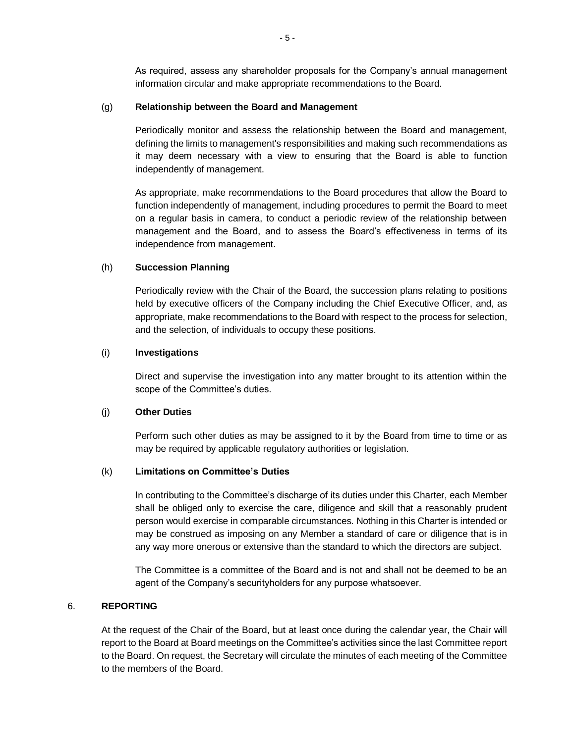As required, assess any shareholder proposals for the Company's annual management information circular and make appropriate recommendations to the Board.

(g) **Relationship between the Board and Management**

Periodically monitor and assess the relationship between the Board and management, defining the limits to management's responsibilities and making such recommendations as it may deem necessary with a view to ensuring that the Board is able to function independently of management.

As appropriate, make recommendations to the Board procedures that allow the Board to function independently of management, including procedures to permit the Board to meet on a regular basis in camera, to conduct a periodic review of the relationship between management and the Board, and to assess the Board's effectiveness in terms of its independence from management.

(h) **Succession Planning**

Periodically review with the Chair of the Board, the succession plans relating to positions held by executive officers of the Company including the Chief Executive Officer, and, as appropriate, make recommendations to the Board with respect to the process for selection, and the selection, of individuals to occupy these positions.

(i) **Investigations**

Direct and supervise the investigation into any matter brought to its attention within the scope of the Committee's duties.

(j) **Other Duties**

Perform such other duties as may be assigned to it by the Board from time to time or as may be required by applicable regulatory authorities or legislation.

(k) **Limitations on Committee's Duties**

In contributing to the Committee's discharge of its duties under this Charter, each Member shall be obliged only to exercise the care, diligence and skill that a reasonably prudent person would exercise in comparable circumstances. Nothing in this Charter is intended or may be construed as imposing on any Member a standard of care or diligence that is in any way more onerous or extensive than the standard to which the directors are subject.

The Committee is a committee of the Board and is not and shall not be deemed to be an agent of the Company's securityholders for any purpose whatsoever.

## 6. REPORTING

At the request of the Chair of the Board, but at least once during the calendar year, the Chair will report to the Board at Board meetings on the Committee's activities since the last Committee report to the Board. On request, the Secretary will circulate the minutes of each meeting of the Committee to the members of the Board.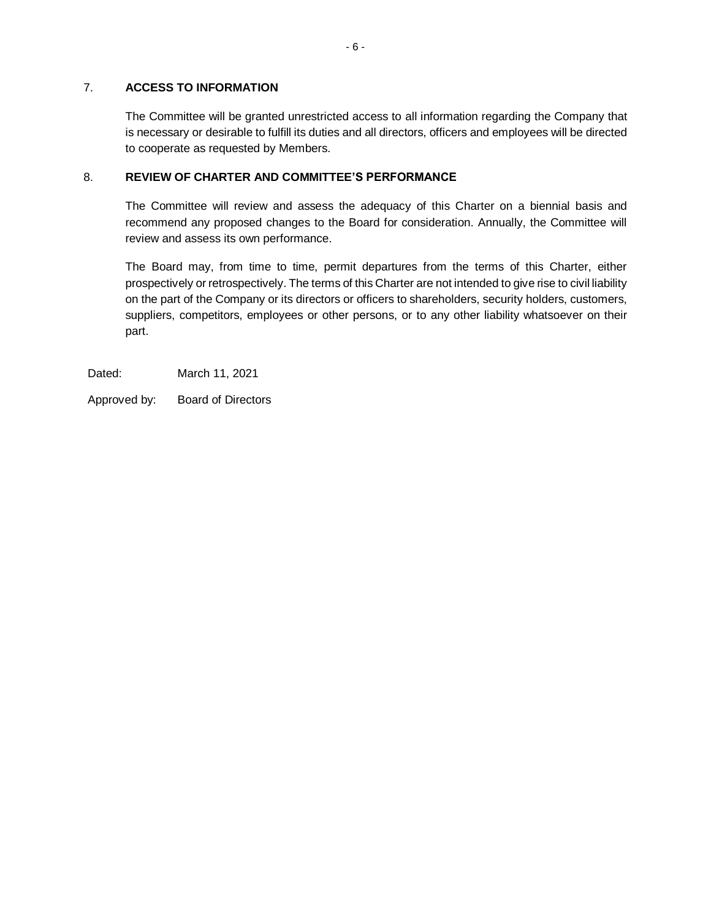## 7. ACCESS TO INFORMATION

The Committee will be granted unrestricted access to all information regarding the Company that is necessary or desirable to fulfill its duties and all directors, officers and employees will be directed to cooperate as requested by Members.

## 8. REVIEW OF CHARTER AND COMMITTEE'S PERFORMANCE

The Committee will review and assess the adequacy of this Charter on a biennial basis and recommend any proposed changes to the Board for consideration. Annually, the Committee will review and assess its own performance.

The Board may, from time to time, permit departures from the terms of this Charter, either prospectively or retrospectively. The terms of this Charter are not intended to give rise to civil liability on the part of the Company or its directors or officers to shareholders, security holders, customers, suppliers, competitors, employees or other persons, or to any other liability whatsoever on their part.

Dated: March 11, 2021

Approved by: Board of Directors